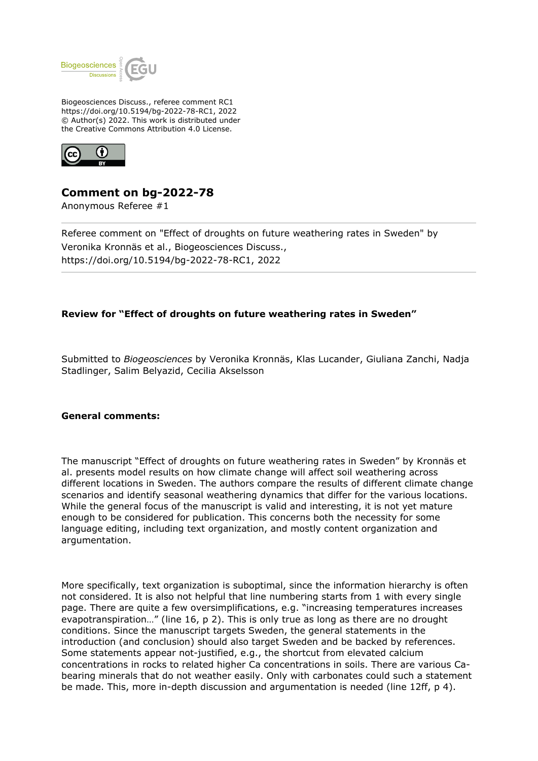Biogeosciences Discuss., referee comment RC1
https://doi.org/10.5194/bg-2022-78-RC1, 2022
© Author(s) 2022. This work is distributed under
the Creative Commons Attribution 4.0 License.

# Comment on bg-2022-78

Anonymous Referee #1

Referee comment on "Effect of droughts on future weathering rates in Sweden" by Veronika Kronnäs et al., Biogeosciences Discuss., https://doi.org/10.5194/bg-2022-78-RC1, 2022

---

**Review for "Effect of droughts on future weathering rates in Sweden"**

Submitted to *Biogeosciences* by Veronika Kronnäs, Klas Lucander, Giuliana Zanchi, Nadja Stadlinger, Salim Belyazid, Cecilia Akselsson

**General comments:**

The manuscript "Effect of droughts on future weathering rates in Sweden" by Kronnäs et al. presents model results on how climate change will affect soil weathering across different locations in Sweden. The authors compare the results of different climate change scenarios and identify seasonal weathering dynamics that differ for the various locations. While the general focus of the manuscript is valid and interesting, it is not yet mature enough to be considered for publication. This concerns both the necessity for some language editing, including text organization, and mostly content organization and argumentation.

More specifically, text organization is suboptimal, since the information hierarchy is often not considered. It is also not helpful that line numbering starts from 1 with every single page. There are quite a few oversimplifications, e.g. "increasing temperatures increases evapotranspiration…" (line 16, p 2). This is only true as long as there are no drought conditions. Since the manuscript targets Sweden, the general statements in the introduction (and conclusion) should also target Sweden and be backed by references. Some statements appear not-justified, e.g., the shortcut from elevated calcium concentrations in rocks to related higher Ca concentrations in soils. There are various Ca-bearing minerals that do not weather easily. Only with carbonates could such a statement be made. This, more in-depth discussion and argumentation is needed (line 12ff, p 4).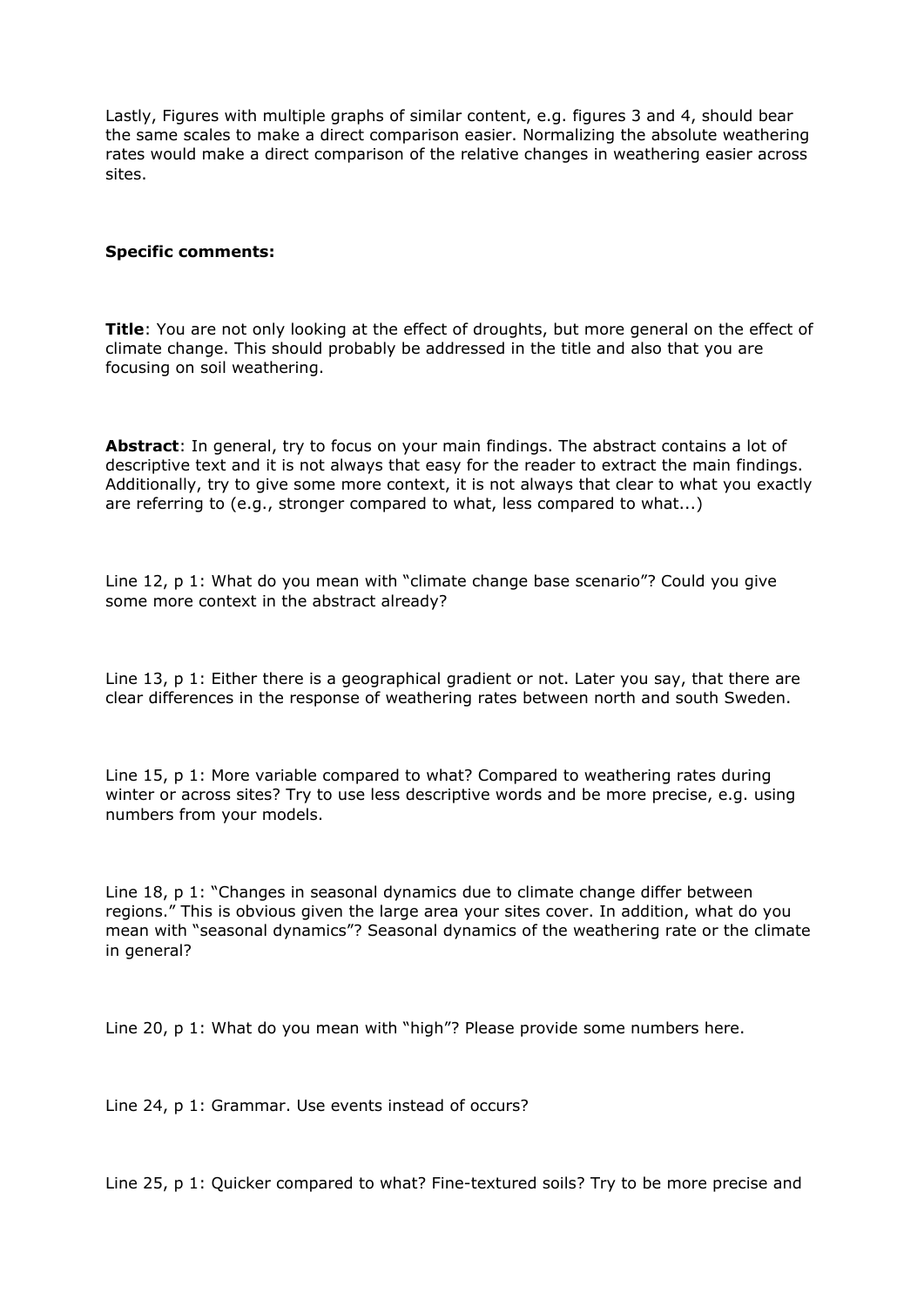Lastly, Figures with multiple graphs of similar content, e.g. figures 3 and 4, should bear the same scales to make a direct comparison easier. Normalizing the absolute weathering rates would make a direct comparison of the relative changes in weathering easier across sites.

**Specific comments:**

**Title**: You are not only looking at the effect of droughts, but more general on the effect of climate change. This should probably be addressed in the title and also that you are focusing on soil weathering.

**Abstract**: In general, try to focus on your main findings. The abstract contains a lot of descriptive text and it is not always that easy for the reader to extract the main findings. Additionally, try to give some more context, it is not always that clear to what you exactly are referring to (e.g., stronger compared to what, less compared to what...)

Line 12, p 1: What do you mean with "climate change base scenario"? Could you give some more context in the abstract already?

Line 13, p 1: Either there is a geographical gradient or not. Later you say, that there are clear differences in the response of weathering rates between north and south Sweden.

Line 15, p 1: More variable compared to what? Compared to weathering rates during winter or across sites? Try to use less descriptive words and be more precise, e.g. using numbers from your models.

Line 18, p 1: "Changes in seasonal dynamics due to climate change differ between regions." This is obvious given the large area your sites cover. In addition, what do you mean with "seasonal dynamics"? Seasonal dynamics of the weathering rate or the climate in general?

Line 20, p 1: What do you mean with "high"? Please provide some numbers here.

Line 24, p 1: Grammar. Use events instead of occurs?

Line 25, p 1: Quicker compared to what? Fine-textured soils? Try to be more precise and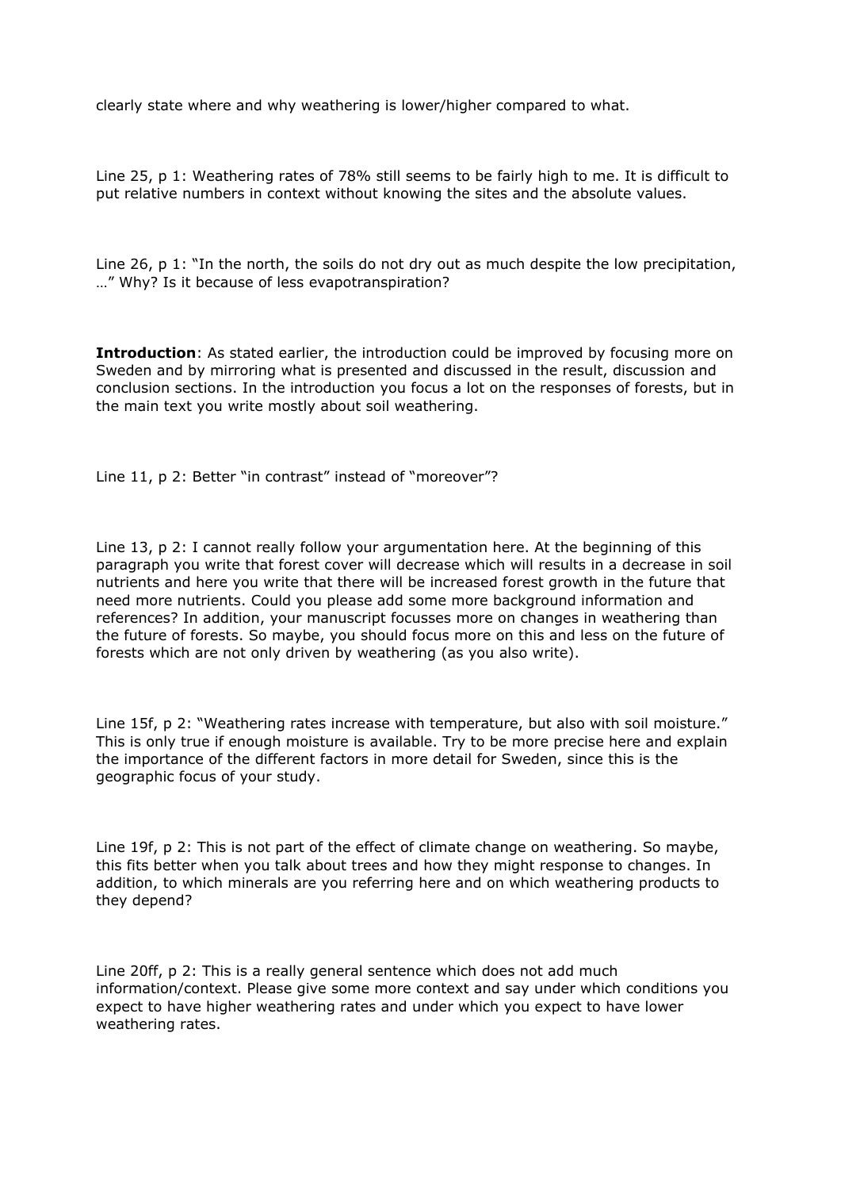clearly state where and why weathering is lower/higher compared to what.

Line 25, p 1: Weathering rates of 78% still seems to be fairly high to me. It is difficult to put relative numbers in context without knowing the sites and the absolute values.

Line 26, p 1: "In the north, the soils do not dry out as much despite the low precipitation, …" Why? Is it because of less evapotranspiration?

**Introduction**: As stated earlier, the introduction could be improved by focusing more on Sweden and by mirroring what is presented and discussed in the result, discussion and conclusion sections. In the introduction you focus a lot on the responses of forests, but in the main text you write mostly about soil weathering.

Line 11, p 2: Better "in contrast" instead of "moreover"?

Line 13, p 2: I cannot really follow your argumentation here. At the beginning of this paragraph you write that forest cover will decrease which will results in a decrease in soil nutrients and here you write that there will be increased forest growth in the future that need more nutrients. Could you please add some more background information and references? In addition, your manuscript focusses more on changes in weathering than the future of forests. So maybe, you should focus more on this and less on the future of forests which are not only driven by weathering (as you also write).

Line 15f, p 2: "Weathering rates increase with temperature, but also with soil moisture." This is only true if enough moisture is available. Try to be more precise here and explain the importance of the different factors in more detail for Sweden, since this is the geographic focus of your study.

Line 19f, p 2: This is not part of the effect of climate change on weathering. So maybe, this fits better when you talk about trees and how they might response to changes. In addition, to which minerals are you referring here and on which weathering products to they depend?

Line 20ff, p 2: This is a really general sentence which does not add much information/context. Please give some more context and say under which conditions you expect to have higher weathering rates and under which you expect to have lower weathering rates.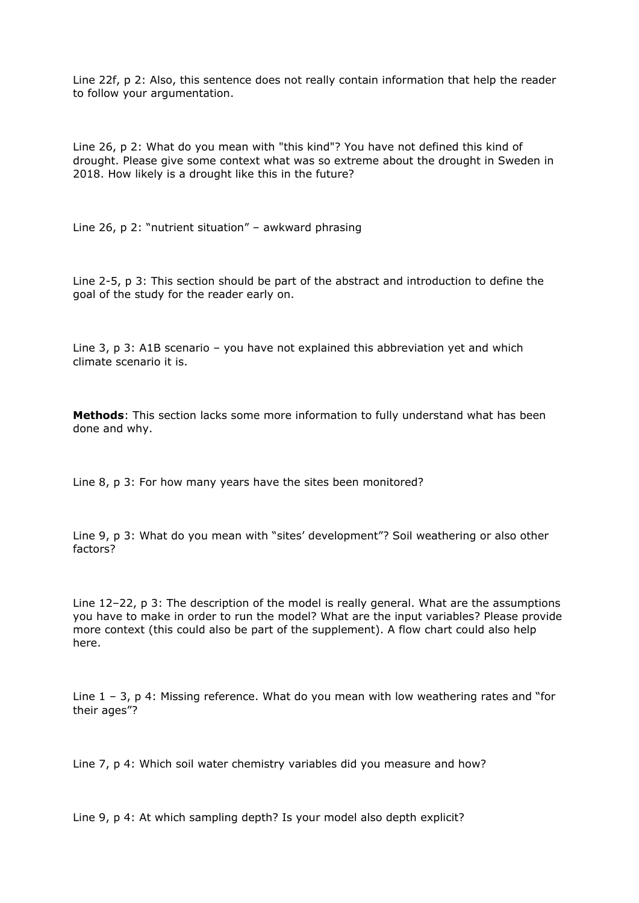Line 22f, p 2: Also, this sentence does not really contain information that help the reader to follow your argumentation.

Line 26, p 2: What do you mean with "this kind"? You have not defined this kind of drought. Please give some context what was so extreme about the drought in Sweden in 2018. How likely is a drought like this in the future?

Line 26, p 2: "nutrient situation" – awkward phrasing

Line 2-5, p 3: This section should be part of the abstract and introduction to define the goal of the study for the reader early on.

Line 3, p 3: A1B scenario – you have not explained this abbreviation yet and which climate scenario it is.

**Methods**: This section lacks some more information to fully understand what has been done and why.

Line 8, p 3: For how many years have the sites been monitored?

Line 9, p 3: What do you mean with "sites' development"? Soil weathering or also other factors?

Line 12–22, p 3: The description of the model is really general. What are the assumptions you have to make in order to run the model? What are the input variables? Please provide more context (this could also be part of the supplement). A flow chart could also help here.

Line 1 – 3, p 4: Missing reference. What do you mean with low weathering rates and "for their ages"?

Line 7, p 4: Which soil water chemistry variables did you measure and how?

Line 9, p 4: At which sampling depth? Is your model also depth explicit?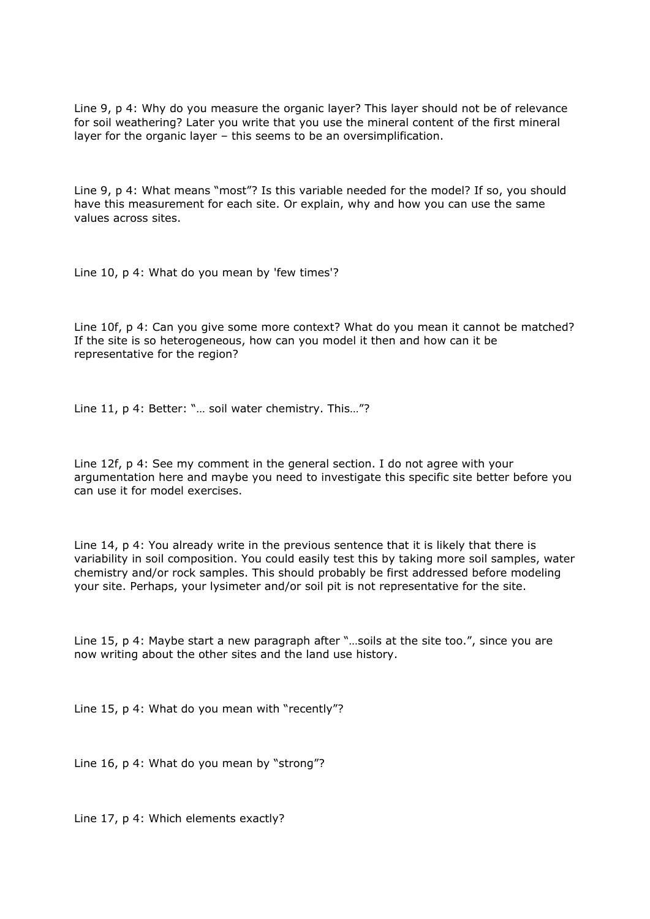Line 9, p 4: Why do you measure the organic layer? This layer should not be of relevance for soil weathering? Later you write that you use the mineral content of the first mineral layer for the organic layer – this seems to be an oversimplification.

Line 9, p 4: What means “most”? Is this variable needed for the model? If so, you should have this measurement for each site. Or explain, why and how you can use the same values across sites.

Line 10, p 4: What do you mean by 'few times'?

Line 10f, p 4: Can you give some more context? What do you mean it cannot be matched? If the site is so heterogeneous, how can you model it then and how can it be representative for the region?

Line 11, p 4: Better: “… soil water chemistry. This…”?

Line 12f, p 4: See my comment in the general section. I do not agree with your argumentation here and maybe you need to investigate this specific site better before you can use it for model exercises.

Line 14, p 4: You already write in the previous sentence that it is likely that there is variability in soil composition. You could easily test this by taking more soil samples, water chemistry and/or rock samples. This should probably be first addressed before modeling your site. Perhaps, your lysimeter and/or soil pit is not representative for the site.

Line 15, p 4: Maybe start a new paragraph after “…soils at the site too.”, since you are now writing about the other sites and the land use history.

Line 15, p 4: What do you mean with “recently”?

Line 16, p 4: What do you mean by “strong”?

Line 17, p 4: Which elements exactly?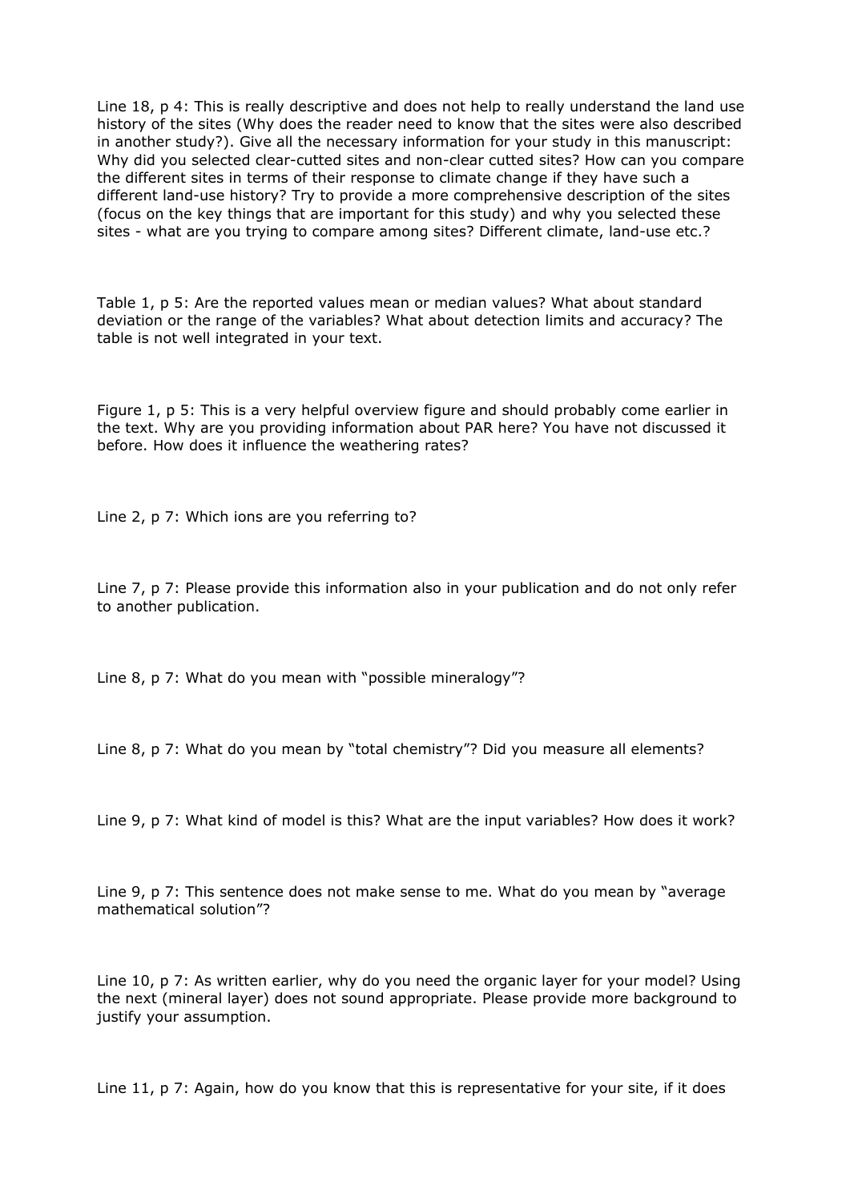Line 18, p 4: This is really descriptive and does not help to really understand the land use history of the sites (Why does the reader need to know that the sites were also described in another study?). Give all the necessary information for your study in this manuscript: Why did you selected clear-cutted sites and non-clear cutted sites? How can you compare the different sites in terms of their response to climate change if they have such a different land-use history? Try to provide a more comprehensive description of the sites (focus on the key things that are important for this study) and why you selected these sites - what are you trying to compare among sites? Different climate, land-use etc.?

Table 1, p 5: Are the reported values mean or median values? What about standard deviation or the range of the variables? What about detection limits and accuracy? The table is not well integrated in your text.

Figure 1, p 5: This is a very helpful overview figure and should probably come earlier in the text. Why are you providing information about PAR here? You have not discussed it before. How does it influence the weathering rates?

Line 2, p 7: Which ions are you referring to?

Line 7, p 7: Please provide this information also in your publication and do not only refer to another publication.

Line 8, p 7: What do you mean with "possible mineralogy"?

Line 8, p 7: What do you mean by "total chemistry"? Did you measure all elements?

Line 9, p 7: What kind of model is this? What are the input variables? How does it work?

Line 9, p 7: This sentence does not make sense to me. What do you mean by "average mathematical solution"?

Line 10, p 7: As written earlier, why do you need the organic layer for your model? Using the next (mineral layer) does not sound appropriate. Please provide more background to justify your assumption.

Line 11, p 7: Again, how do you know that this is representative for your site, if it does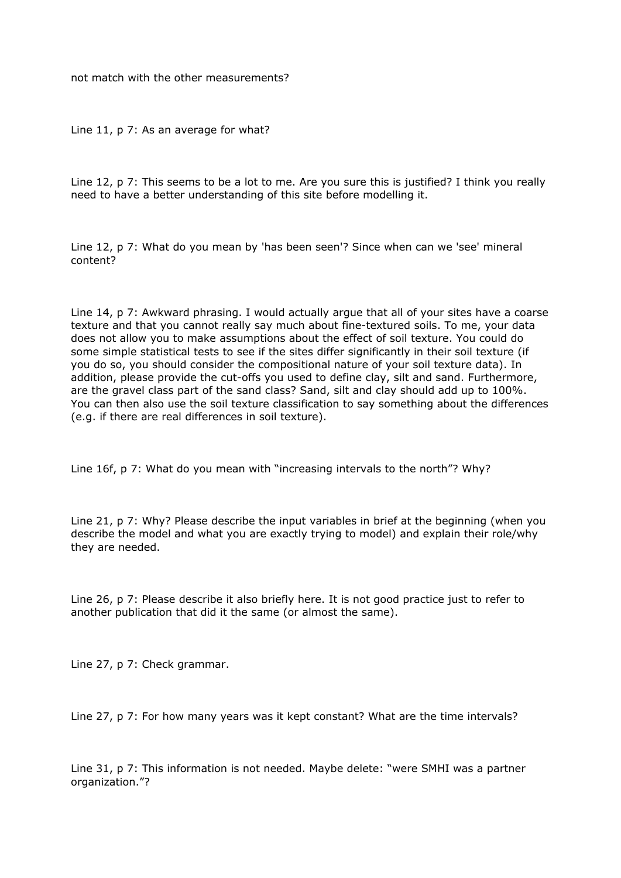not match with the other measurements?

Line 11, p 7: As an average for what?

Line 12, p 7: This seems to be a lot to me. Are you sure this is justified? I think you really need to have a better understanding of this site before modelling it.

Line 12, p 7: What do you mean by 'has been seen'? Since when can we 'see' mineral content?

Line 14, p 7: Awkward phrasing. I would actually argue that all of your sites have a coarse texture and that you cannot really say much about fine-textured soils. To me, your data does not allow you to make assumptions about the effect of soil texture. You could do some simple statistical tests to see if the sites differ significantly in their soil texture (if you do so, you should consider the compositional nature of your soil texture data). In addition, please provide the cut-offs you used to define clay, silt and sand. Furthermore, are the gravel class part of the sand class? Sand, silt and clay should add up to 100%. You can then also use the soil texture classification to say something about the differences (e.g. if there are real differences in soil texture).

Line 16f, p 7: What do you mean with "increasing intervals to the north"? Why?

Line 21, p 7: Why? Please describe the input variables in brief at the beginning (when you describe the model and what you are exactly trying to model) and explain their role/why they are needed.

Line 26, p 7: Please describe it also briefly here. It is not good practice just to refer to another publication that did it the same (or almost the same).

Line 27, p 7: Check grammar.

Line 27, p 7: For how many years was it kept constant? What are the time intervals?

Line 31, p 7: This information is not needed. Maybe delete: "were SMHI was a partner organization."?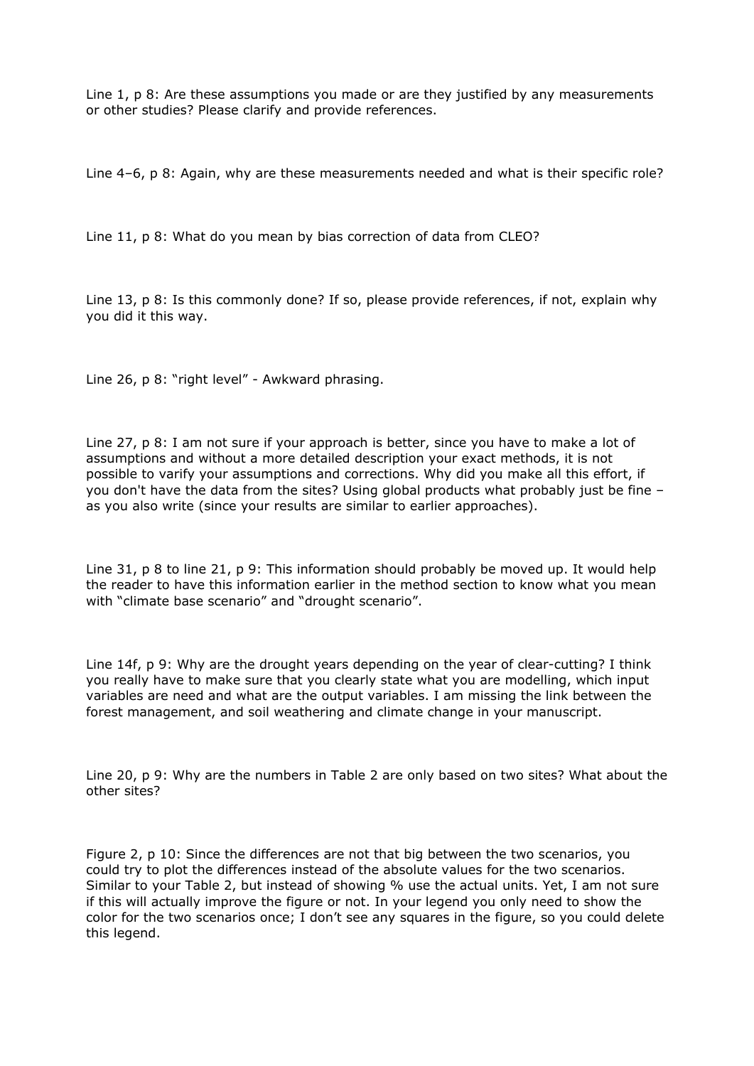Line 1, p 8: Are these assumptions you made or are they justified by any measurements or other studies? Please clarify and provide references.

Line 4–6, p 8: Again, why are these measurements needed and what is their specific role?

Line 11, p 8: What do you mean by bias correction of data from CLEO?

Line 13, p 8: Is this commonly done? If so, please provide references, if not, explain why you did it this way.

Line 26, p 8: “right level” - Awkward phrasing.

Line 27, p 8: I am not sure if your approach is better, since you have to make a lot of assumptions and without a more detailed description your exact methods, it is not possible to varify your assumptions and corrections. Why did you make all this effort, if you don't have the data from the sites? Using global products what probably just be fine – as you also write (since your results are similar to earlier approaches).

Line 31, p 8 to line 21, p 9: This information should probably be moved up. It would help the reader to have this information earlier in the method section to know what you mean with “climate base scenario” and “drought scenario”.

Line 14f, p 9: Why are the drought years depending on the year of clear-cutting? I think you really have to make sure that you clearly state what you are modelling, which input variables are need and what are the output variables. I am missing the link between the forest management, and soil weathering and climate change in your manuscript.

Line 20, p 9: Why are the numbers in Table 2 are only based on two sites? What about the other sites?

Figure 2, p 10: Since the differences are not that big between the two scenarios, you could try to plot the differences instead of the absolute values for the two scenarios. Similar to your Table 2, but instead of showing % use the actual units. Yet, I am not sure if this will actually improve the figure or not. In your legend you only need to show the color for the two scenarios once; I don’t see any squares in the figure, so you could delete this legend.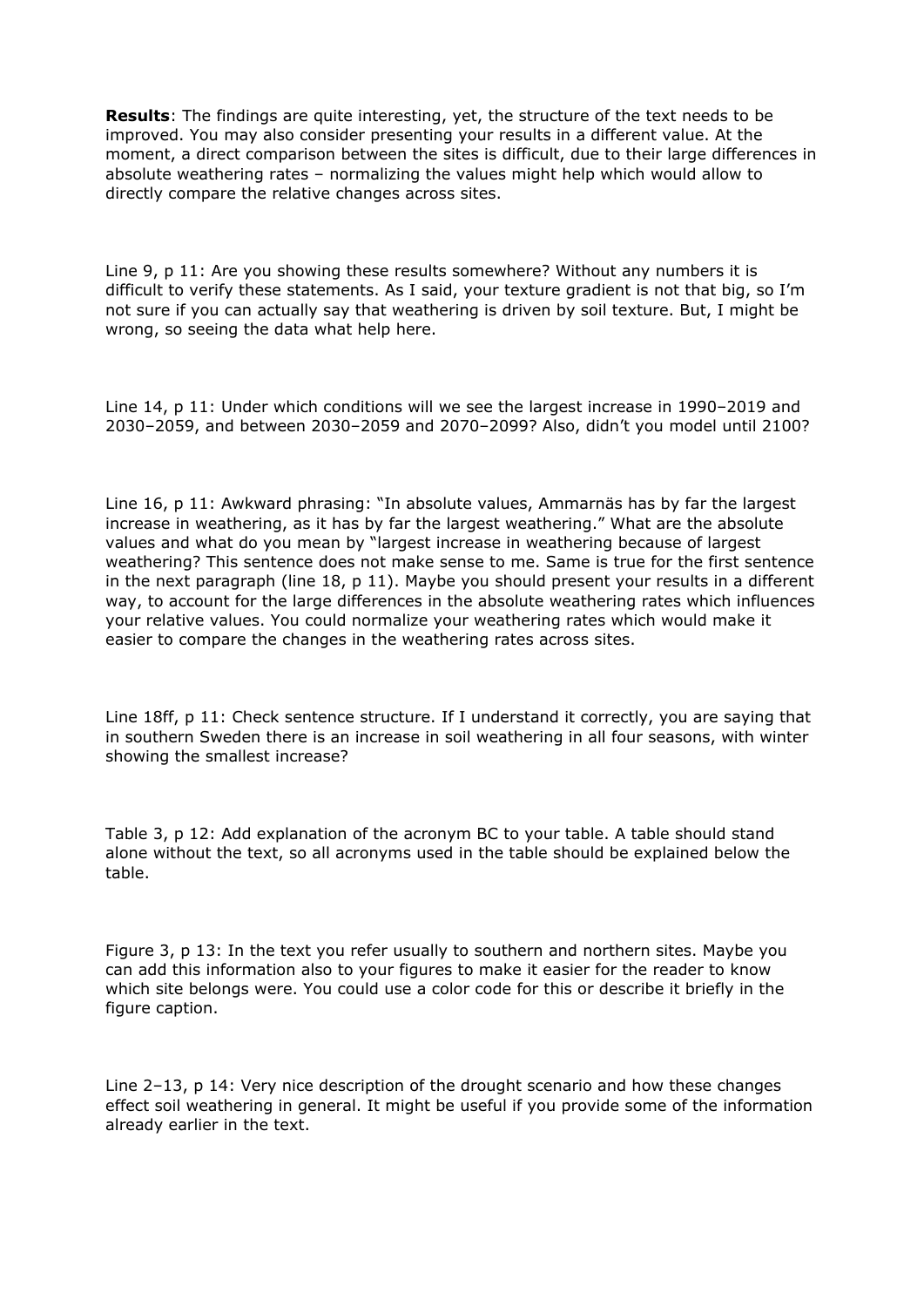**Results**: The findings are quite interesting, yet, the structure of the text needs to be improved. You may also consider presenting your results in a different value. At the moment, a direct comparison between the sites is difficult, due to their large differences in absolute weathering rates – normalizing the values might help which would allow to directly compare the relative changes across sites.

Line 9, p 11: Are you showing these results somewhere? Without any numbers it is difficult to verify these statements. As I said, your texture gradient is not that big, so I'm not sure if you can actually say that weathering is driven by soil texture. But, I might be wrong, so seeing the data what help here.

Line 14, p 11: Under which conditions will we see the largest increase in 1990–2019 and 2030–2059, and between 2030–2059 and 2070–2099? Also, didn't you model until 2100?

Line 16, p 11: Awkward phrasing: "In absolute values, Ammarnäs has by far the largest increase in weathering, as it has by far the largest weathering." What are the absolute values and what do you mean by "largest increase in weathering because of largest weathering? This sentence does not make sense to me. Same is true for the first sentence in the next paragraph (line 18, p 11). Maybe you should present your results in a different way, to account for the large differences in the absolute weathering rates which influences your relative values. You could normalize your weathering rates which would make it easier to compare the changes in the weathering rates across sites.

Line 18ff, p 11: Check sentence structure. If I understand it correctly, you are saying that in southern Sweden there is an increase in soil weathering in all four seasons, with winter showing the smallest increase?

Table 3, p 12: Add explanation of the acronym BC to your table. A table should stand alone without the text, so all acronyms used in the table should be explained below the table.

Figure 3, p 13: In the text you refer usually to southern and northern sites. Maybe you can add this information also to your figures to make it easier for the reader to know which site belongs were. You could use a color code for this or describe it briefly in the figure caption.

Line 2–13, p 14: Very nice description of the drought scenario and how these changes effect soil weathering in general. It might be useful if you provide some of the information already earlier in the text.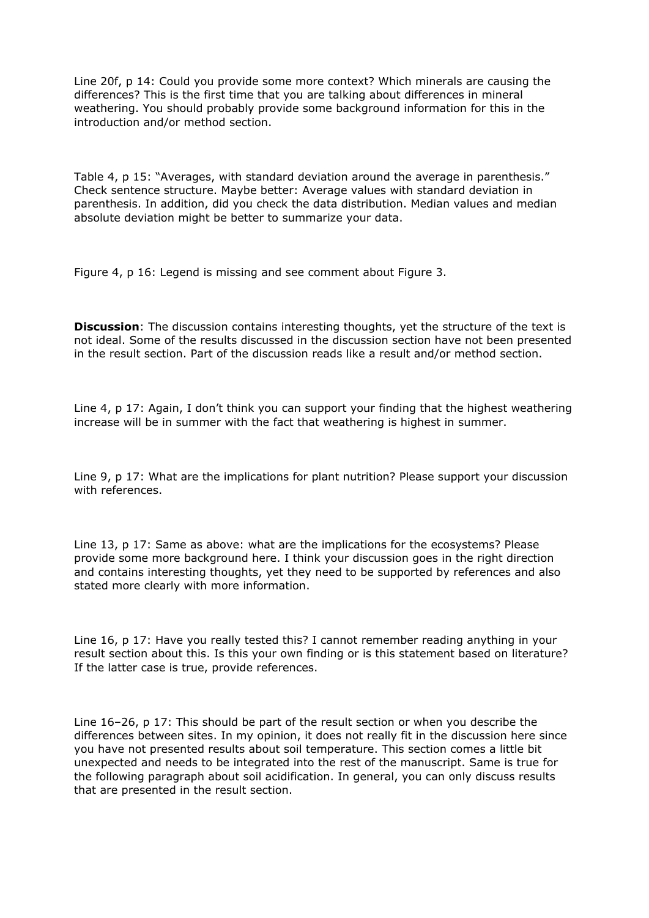Line 20f, p 14: Could you provide some more context? Which minerals are causing the differences? This is the first time that you are talking about differences in mineral weathering. You should probably provide some background information for this in the introduction and/or method section.

Table 4, p 15: "Averages, with standard deviation around the average in parenthesis." Check sentence structure. Maybe better: Average values with standard deviation in parenthesis. In addition, did you check the data distribution. Median values and median absolute deviation might be better to summarize your data.

Figure 4, p 16: Legend is missing and see comment about Figure 3.

**Discussion**: The discussion contains interesting thoughts, yet the structure of the text is not ideal. Some of the results discussed in the discussion section have not been presented in the result section. Part of the discussion reads like a result and/or method section.

Line 4, p 17: Again, I don't think you can support your finding that the highest weathering increase will be in summer with the fact that weathering is highest in summer.

Line 9, p 17: What are the implications for plant nutrition? Please support your discussion with references.

Line 13, p 17: Same as above: what are the implications for the ecosystems? Please provide some more background here. I think your discussion goes in the right direction and contains interesting thoughts, yet they need to be supported by references and also stated more clearly with more information.

Line 16, p 17: Have you really tested this? I cannot remember reading anything in your result section about this. Is this your own finding or is this statement based on literature? If the latter case is true, provide references.

Line 16–26, p 17: This should be part of the result section or when you describe the differences between sites. In my opinion, it does not really fit in the discussion here since you have not presented results about soil temperature. This section comes a little bit unexpected and needs to be integrated into the rest of the manuscript. Same is true for the following paragraph about soil acidification. In general, you can only discuss results that are presented in the result section.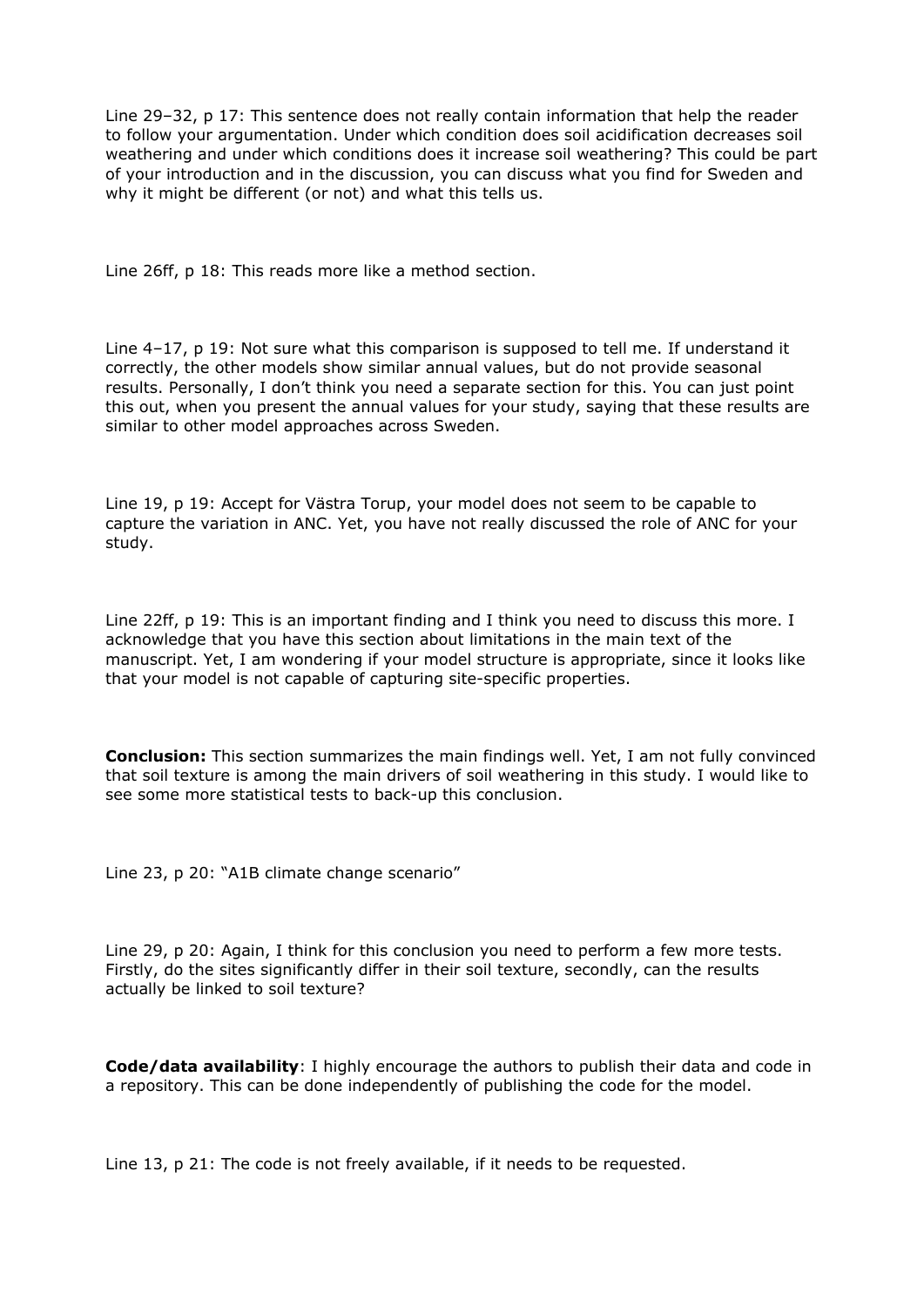Line 29–32, p 17: This sentence does not really contain information that help the reader to follow your argumentation. Under which condition does soil acidification decreases soil weathering and under which conditions does it increase soil weathering? This could be part of your introduction and in the discussion, you can discuss what you find for Sweden and why it might be different (or not) and what this tells us.

Line 26ff, p 18: This reads more like a method section.

Line 4–17, p 19: Not sure what this comparison is supposed to tell me. If understand it correctly, the other models show similar annual values, but do not provide seasonal results. Personally, I don't think you need a separate section for this. You can just point this out, when you present the annual values for your study, saying that these results are similar to other model approaches across Sweden.

Line 19, p 19: Accept for Västra Torup, your model does not seem to be capable to capture the variation in ANC. Yet, you have not really discussed the role of ANC for your study.

Line 22ff, p 19: This is an important finding and I think you need to discuss this more. I acknowledge that you have this section about limitations in the main text of the manuscript. Yet, I am wondering if your model structure is appropriate, since it looks like that your model is not capable of capturing site-specific properties.

**Conclusion:** This section summarizes the main findings well. Yet, I am not fully convinced that soil texture is among the main drivers of soil weathering in this study. I would like to see some more statistical tests to back-up this conclusion.

Line 23, p 20: "A1B climate change scenario"

Line 29, p 20: Again, I think for this conclusion you need to perform a few more tests. Firstly, do the sites significantly differ in their soil texture, secondly, can the results actually be linked to soil texture?

**Code/data availability**: I highly encourage the authors to publish their data and code in a repository. This can be done independently of publishing the code for the model.

Line 13, p 21: The code is not freely available, if it needs to be requested.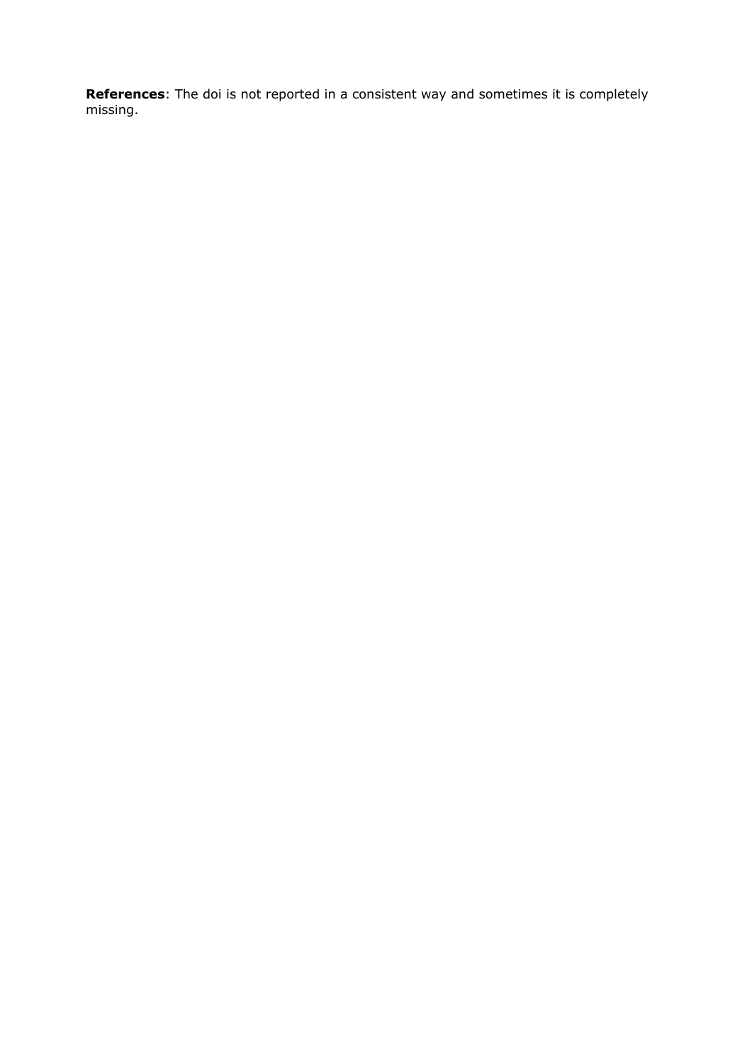**References**: The doi is not reported in a consistent way and sometimes it is completely missing.